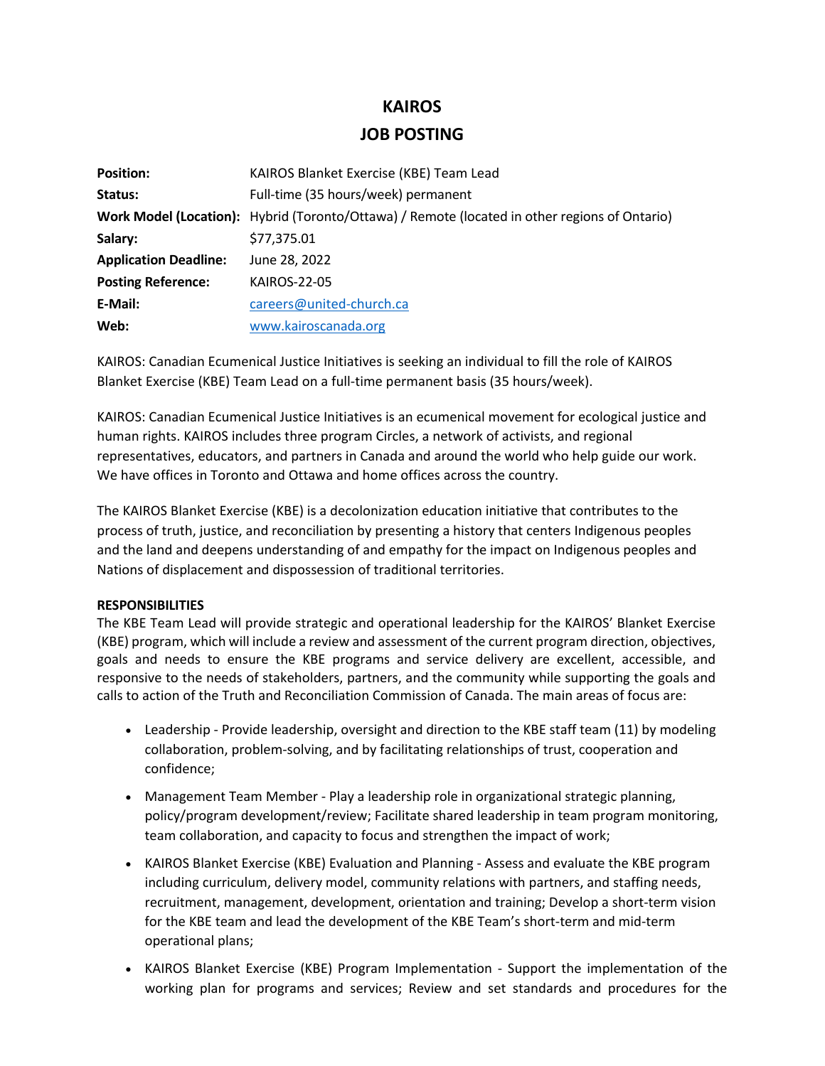# KAIROS

## JOB POSTING

| | |
|---|---|
| **Position:** | KAIROS Blanket Exercise (KBE) Team Lead |
| **Status:** | Full-time (35 hours/week) permanent |
| **Work Model (Location):** | Hybrid (Toronto/Ottawa) / Remote (located in other regions of Ontario) |
| **Salary:** | $77,375.01 |
| **Application Deadline:** | June 28, 2022 |
| **Posting Reference:** | KAIROS-22-05 |
| **E-Mail:** | careers@united-church.ca |
| **Web:** | www.kairoscanada.org |

KAIROS: Canadian Ecumenical Justice Initiatives is seeking an individual to fill the role of KAIROS Blanket Exercise (KBE) Team Lead on a full-time permanent basis (35 hours/week).

KAIROS: Canadian Ecumenical Justice Initiatives is an ecumenical movement for ecological justice and human rights. KAIROS includes three program Circles, a network of activists, and regional representatives, educators, and partners in Canada and around the world who help guide our work. We have offices in Toronto and Ottawa and home offices across the country.

The KAIROS Blanket Exercise (KBE) is a decolonization education initiative that contributes to the process of truth, justice, and reconciliation by presenting a history that centers Indigenous peoples and the land and deepens understanding of and empathy for the impact on Indigenous peoples and Nations of displacement and dispossession of traditional territories.

**RESPONSIBILITIES**

The KBE Team Lead will provide strategic and operational leadership for the KAIROS' Blanket Exercise (KBE) program, which will include a review and assessment of the current program direction, objectives, goals and needs to ensure the KBE programs and service delivery are excellent, accessible, and responsive to the needs of stakeholders, partners, and the community while supporting the goals and calls to action of the Truth and Reconciliation Commission of Canada. The main areas of focus are:

- Leadership - Provide leadership, oversight and direction to the KBE staff team (11) by modeling collaboration, problem-solving, and by facilitating relationships of trust, cooperation and confidence;
- Management Team Member - Play a leadership role in organizational strategic planning, policy/program development/review; Facilitate shared leadership in team program monitoring, team collaboration, and capacity to focus and strengthen the impact of work;
- KAIROS Blanket Exercise (KBE) Evaluation and Planning - Assess and evaluate the KBE program including curriculum, delivery model, community relations with partners, and staffing needs, recruitment, management, development, orientation and training; Develop a short-term vision for the KBE team and lead the development of the KBE Team's short-term and mid-term operational plans;
- KAIROS Blanket Exercise (KBE) Program Implementation - Support the implementation of the working plan for programs and services; Review and set standards and procedures for the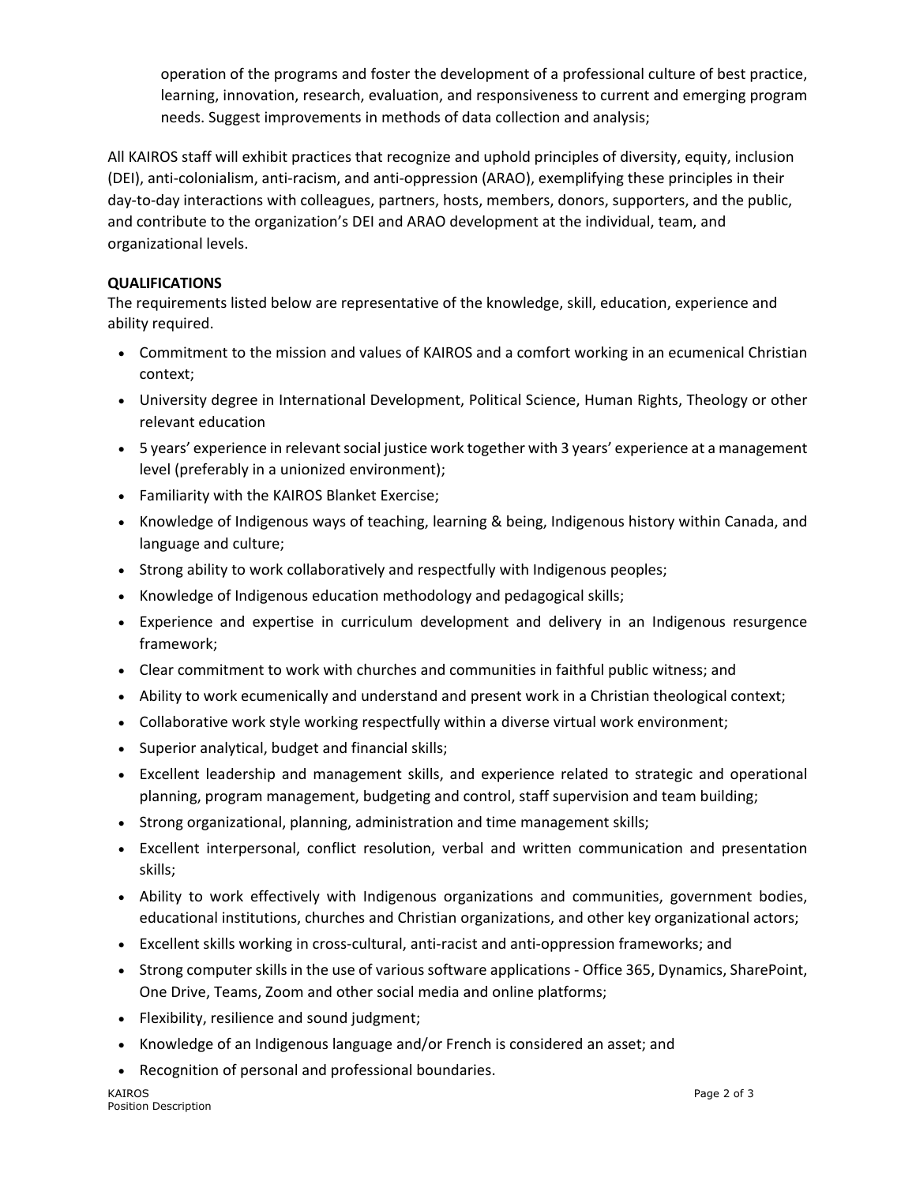operation of the programs and foster the development of a professional culture of best practice, learning, innovation, research, evaluation, and responsiveness to current and emerging program needs. Suggest improvements in methods of data collection and analysis;

All KAIROS staff will exhibit practices that recognize and uphold principles of diversity, equity, inclusion (DEI), anti-colonialism, anti-racism, and anti-oppression (ARAO), exemplifying these principles in their day-to-day interactions with colleagues, partners, hosts, members, donors, supporters, and the public, and contribute to the organization's DEI and ARAO development at the individual, team, and organizational levels.

**QUALIFICATIONS**

The requirements listed below are representative of the knowledge, skill, education, experience and ability required.

- Commitment to the mission and values of KAIROS and a comfort working in an ecumenical Christian context;
- University degree in International Development, Political Science, Human Rights, Theology or other relevant education
- 5 years' experience in relevant social justice work together with 3 years' experience at a management level (preferably in a unionized environment);
- Familiarity with the KAIROS Blanket Exercise;
- Knowledge of Indigenous ways of teaching, learning & being, Indigenous history within Canada, and language and culture;
- Strong ability to work collaboratively and respectfully with Indigenous peoples;
- Knowledge of Indigenous education methodology and pedagogical skills;
- Experience and expertise in curriculum development and delivery in an Indigenous resurgence framework;
- Clear commitment to work with churches and communities in faithful public witness; and
- Ability to work ecumenically and understand and present work in a Christian theological context;
- Collaborative work style working respectfully within a diverse virtual work environment;
- Superior analytical, budget and financial skills;
- Excellent leadership and management skills, and experience related to strategic and operational planning, program management, budgeting and control, staff supervision and team building;
- Strong organizational, planning, administration and time management skills;
- Excellent interpersonal, conflict resolution, verbal and written communication and presentation skills;
- Ability to work effectively with Indigenous organizations and communities, government bodies, educational institutions, churches and Christian organizations, and other key organizational actors;
- Excellent skills working in cross-cultural, anti-racist and anti-oppression frameworks; and
- Strong computer skills in the use of various software applications - Office 365, Dynamics, SharePoint, One Drive, Teams, Zoom and other social media and online platforms;
- Flexibility, resilience and sound judgment;
- Knowledge of an Indigenous language and/or French is considered an asset; and
- Recognition of personal and professional boundaries.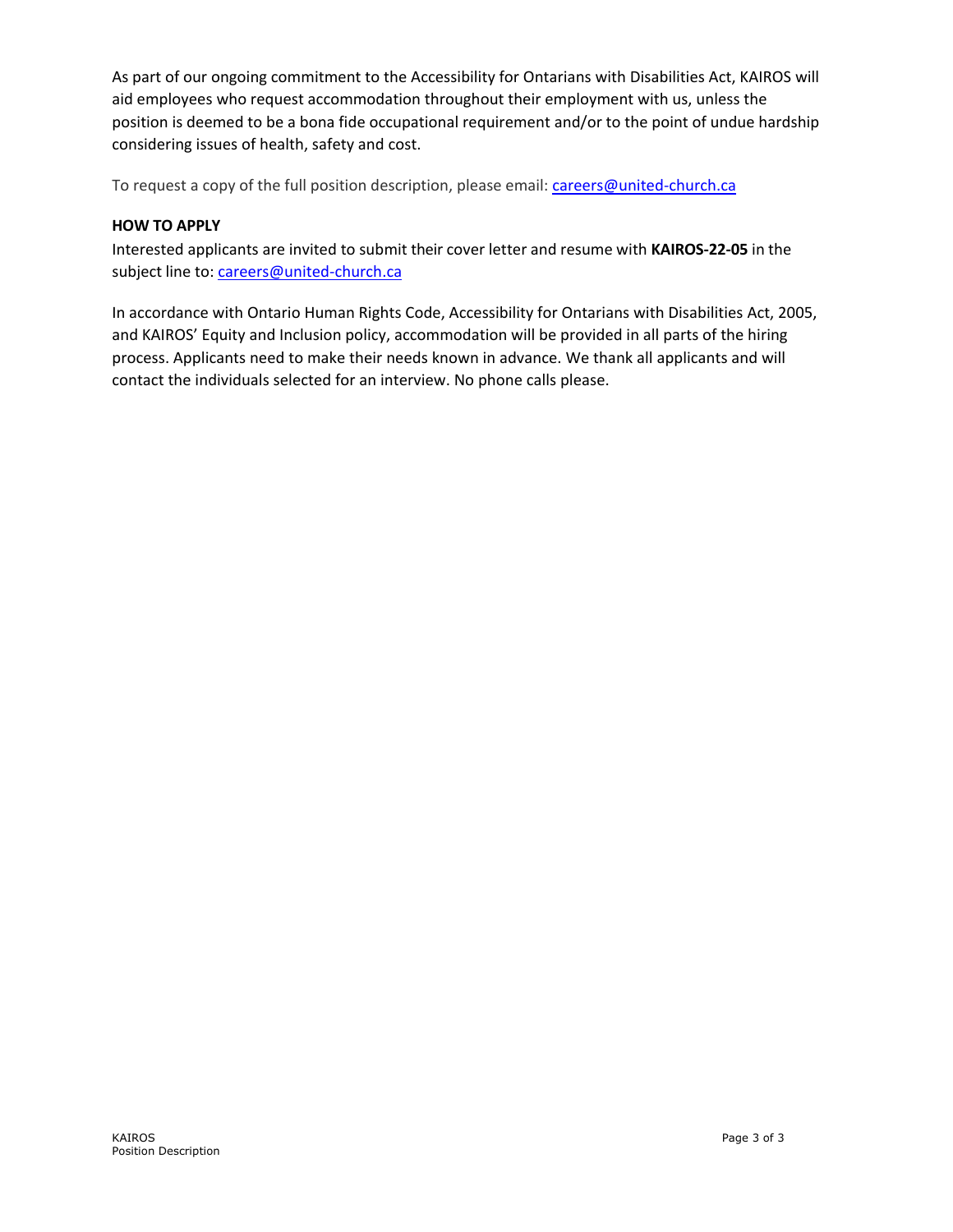As part of our ongoing commitment to the Accessibility for Ontarians with Disabilities Act, KAIROS will aid employees who request accommodation throughout their employment with us, unless the position is deemed to be a bona fide occupational requirement and/or to the point of undue hardship considering issues of health, safety and cost.

To request a copy of the full position description, please email: careers@united-church.ca

**HOW TO APPLY**

Interested applicants are invited to submit their cover letter and resume with **KAIROS-22-05** in the subject line to: careers@united-church.ca

In accordance with Ontario Human Rights Code, Accessibility for Ontarians with Disabilities Act, 2005, and KAIROS' Equity and Inclusion policy, accommodation will be provided in all parts of the hiring process. Applicants need to make their needs known in advance. We thank all applicants and will contact the individuals selected for an interview. No phone calls please.